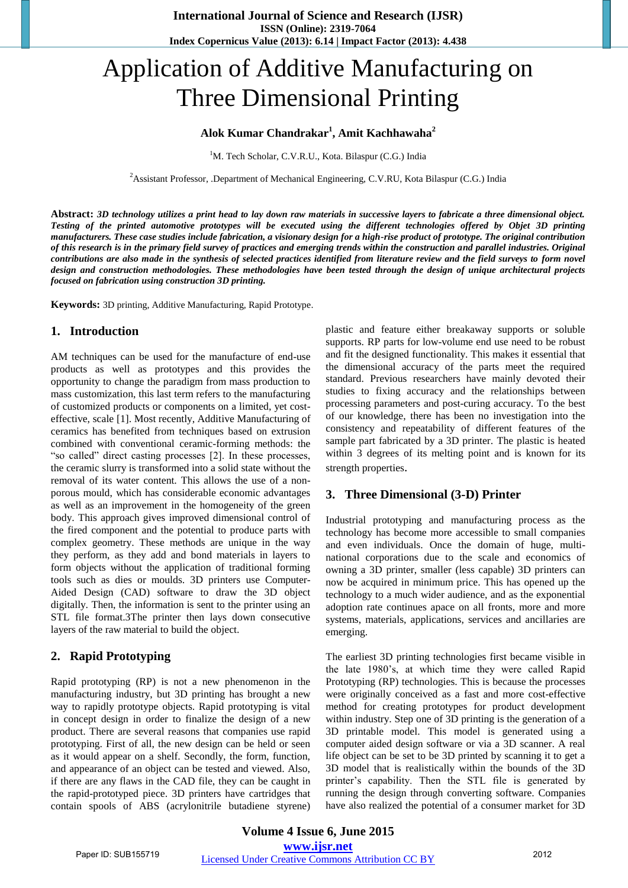# Application of Additive Manufacturing on Three Dimensional Printing

**Alok Kumar Chandrakar[1], Amit Kachhawaha[2]**

[1]M. Tech Scholar, C.V.R.U., Kota. Bilaspur (C.G.) India

[2]Assistant Professor, .Department of Mechanical Engineering, C.V.RU, Kota Bilaspur (C.G.) India

**Abstract:** ***3D technology utilizes a print head to lay down raw materials in successive layers to fabricate a three dimensional object. Testing of the printed automotive prototypes will be executed using the different technologies offered by Objet 3D printing manufacturers. These case studies include fabrication, a visionary design for a high-rise product of prototype. The original contribution of this research is in the primary field survey of practices and emerging trends within the construction and parallel industries. Original contributions are also made in the synthesis of selected practices identified from literature review and the field surveys to form novel design and construction methodologies. These methodologies have been tested through the design of unique architectural projects focused on fabrication using construction 3D printing.***

**Keywords:** 3D printing, Additive Manufacturing, Rapid Prototype.

## 1. Introduction

AM techniques can be used for the manufacture of end-use products as well as prototypes and this provides the opportunity to change the paradigm from mass production to mass customization, this last term refers to the manufacturing of customized products or components on a limited, yet cost-effective, scale [1]. Most recently, Additive Manufacturing of ceramics has benefited from techniques based on extrusion combined with conventional ceramic-forming methods: the "so called" direct casting processes [2]. In these processes, the ceramic slurry is transformed into a solid state without the removal of its water content. This allows the use of a non-porous mould, which has considerable economic advantages as well as an improvement in the homogeneity of the green body. This approach gives improved dimensional control of the fired component and the potential to produce parts with complex geometry. These methods are unique in the way they perform, as they add and bond materials in layers to form objects without the application of traditional forming tools such as dies or moulds. 3D printers use Computer-Aided Design (CAD) software to draw the 3D object digitally. Then, the information is sent to the printer using an STL file format.3The printer then lays down consecutive layers of the raw material to build the object.

## 2. Rapid Prototyping

Rapid prototyping (RP) is not a new phenomenon in the manufacturing industry, but 3D printing has brought a new way to rapidly prototype objects. Rapid prototyping is vital in concept design in order to finalize the design of a new product. There are several reasons that companies use rapid prototyping. First of all, the new design can be held or seen as it would appear on a shelf. Secondly, the form, function, and appearance of an object can be tested and viewed. Also, if there are any flaws in the CAD file, they can be caught in the rapid-prototyped piece. 3D printers have cartridges that contain spools of ABS (acrylonitrile butadiene styrene) plastic and feature either breakaway supports or soluble supports. RP parts for low-volume end use need to be robust and fit the designed functionality. This makes it essential that the dimensional accuracy of the parts meet the required standard. Previous researchers have mainly devoted their studies to fixing accuracy and the relationships between processing parameters and post-curing accuracy. To the best of our knowledge, there has been no investigation into the consistency and repeatability of different features of the sample part fabricated by a 3D printer. The plastic is heated within 3 degrees of its melting point and is known for its strength properties.

## 3. Three Dimensional (3-D) Printer

Industrial prototyping and manufacturing process as the technology has become more accessible to small companies and even individuals. Once the domain of huge, multi-national corporations due to the scale and economics of owning a 3D printer, smaller (less capable) 3D printers can now be acquired in minimum price. This has opened up the technology to a much wider audience, and as the exponential adoption rate continues apace on all fronts, more and more systems, materials, applications, services and ancillaries are emerging.

The earliest 3D printing technologies first became visible in the late 1980's, at which time they were called Rapid Prototyping (RP) technologies. This is because the processes were originally conceived as a fast and more cost-effective method for creating prototypes for product development within industry. Step one of 3D printing is the generation of a 3D printable model. This model is generated using a computer aided design software or via a 3D scanner. A real life object can be set to be 3D printed by scanning it to get a 3D model that is realistically within the bounds of the 3D printer's capability. Then the STL file is generated by running the design through converting software. Companies have also realized the potential of a consumer market for 3D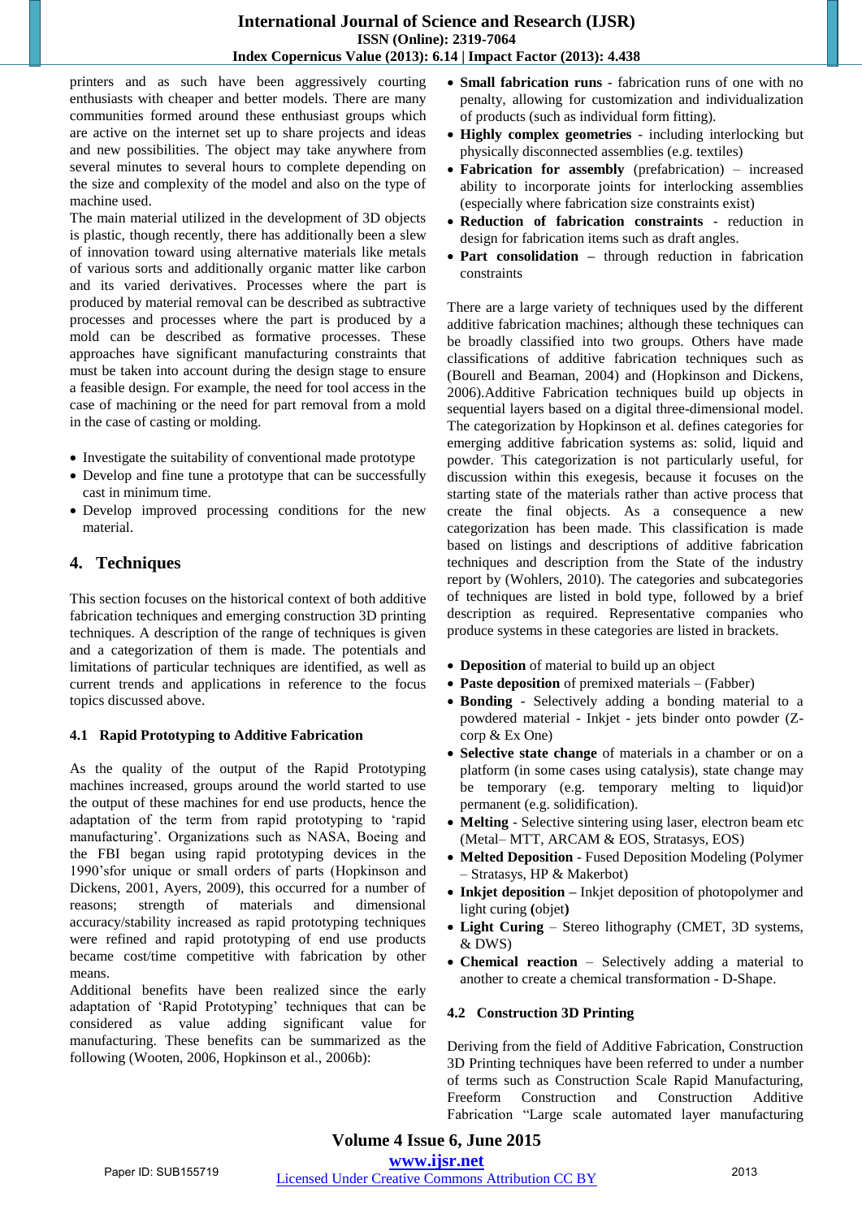printers and as such have been aggressively courting enthusiasts with cheaper and better models. There are many communities formed around these enthusiast groups which are active on the internet set up to share projects and ideas and new possibilities. The object may take anywhere from several minutes to several hours to complete depending on the size and complexity of the model and also on the type of machine used.

The main material utilized in the development of 3D objects is plastic, though recently, there has additionally been a slew of innovation toward using alternative materials like metals of various sorts and additionally organic matter like carbon and its varied derivatives. Processes where the part is produced by material removal can be described as subtractive processes and processes where the part is produced by a mold can be described as formative processes. These approaches have significant manufacturing constraints that must be taken into account during the design stage to ensure a feasible design. For example, the need for tool access in the case of machining or the need for part removal from a mold in the case of casting or molding.

- Investigate the suitability of conventional made prototype
- Develop and fine tune a prototype that can be successfully cast in minimum time.
- Develop improved processing conditions for the new material.

## 4. Techniques

This section focuses on the historical context of both additive fabrication techniques and emerging construction 3D printing techniques. A description of the range of techniques is given and a categorization of them is made. The potentials and limitations of particular techniques are identified, as well as current trends and applications in reference to the focus topics discussed above.

### 4.1 Rapid Prototyping to Additive Fabrication

As the quality of the output of the Rapid Prototyping machines increased, groups around the world started to use the output of these machines for end use products, hence the adaptation of the term from rapid prototyping to 'rapid manufacturing'. Organizations such as NASA, Boeing and the FBI began using rapid prototyping devices in the 1990'sfor unique or small orders of parts (Hopkinson and Dickens, 2001, Ayers, 2009), this occurred for a number of reasons; strength of materials and dimensional accuracy/stability increased as rapid prototyping techniques were refined and rapid prototyping of end use products became cost/time competitive with fabrication by other means.

Additional benefits have been realized since the early adaptation of 'Rapid Prototyping' techniques that can be considered as value adding significant value for manufacturing. These benefits can be summarized as the following (Wooten, 2006, Hopkinson et al., 2006b):

- **Small fabrication runs** - fabrication runs of one with no penalty, allowing for customization and individualization of products (such as individual form fitting).
- **Highly complex geometries** - including interlocking but physically disconnected assemblies (e.g. textiles)
- **Fabrication for assembly** (prefabrication) – increased ability to incorporate joints for interlocking assemblies (especially where fabrication size constraints exist)
- **Reduction of fabrication constraints** - reduction in design for fabrication items such as draft angles.
- **Part consolidation –** through reduction in fabrication constraints

There are a large variety of techniques used by the different additive fabrication machines; although these techniques can be broadly classified into two groups. Others have made classifications of additive fabrication techniques such as (Bourell and Beaman, 2004) and (Hopkinson and Dickens, 2006).Additive Fabrication techniques build up objects in sequential layers based on a digital three-dimensional model. The categorization by Hopkinson et al. defines categories for emerging additive fabrication systems as: solid, liquid and powder. This categorization is not particularly useful, for discussion within this exegesis, because it focuses on the starting state of the materials rather than active process that create the final objects. As a consequence a new categorization has been made. This classification is made based on listings and descriptions of additive fabrication techniques and description from the State of the industry report by (Wohlers, 2010). The categories and subcategories of techniques are listed in bold type, followed by a brief description as required. Representative companies who produce systems in these categories are listed in brackets.

- **Deposition** of material to build up an object
- **Paste deposition** of premixed materials – (Fabber)
- **Bonding** - Selectively adding a bonding material to a powdered material - Inkjet - jets binder onto powder (Z-corp & Ex One)
- **Selective state change** of materials in a chamber or on a platform (in some cases using catalysis), state change may be temporary (e.g. temporary melting to liquid)or permanent (e.g. solidification).
- **Melting** - Selective sintering using laser, electron beam etc (Metal– MTT, ARCAM & EOS, Stratasys, EOS)
- **Melted Deposition** - Fused Deposition Modeling (Polymer – Stratasys, HP & Makerbot)
- **Inkjet deposition –** Inkjet deposition of photopolymer and light curing **(**objet**)**
- **Light Curing** – Stereo lithography (CMET, 3D systems, & DWS)
- **Chemical reaction** – Selectively adding a material to another to create a chemical transformation - D-Shape.

### 4.2 Construction 3D Printing

Deriving from the field of Additive Fabrication, Construction 3D Printing techniques have been referred to under a number of terms such as Construction Scale Rapid Manufacturing, Freeform Construction and Construction Additive Fabrication "Large scale automated layer manufacturing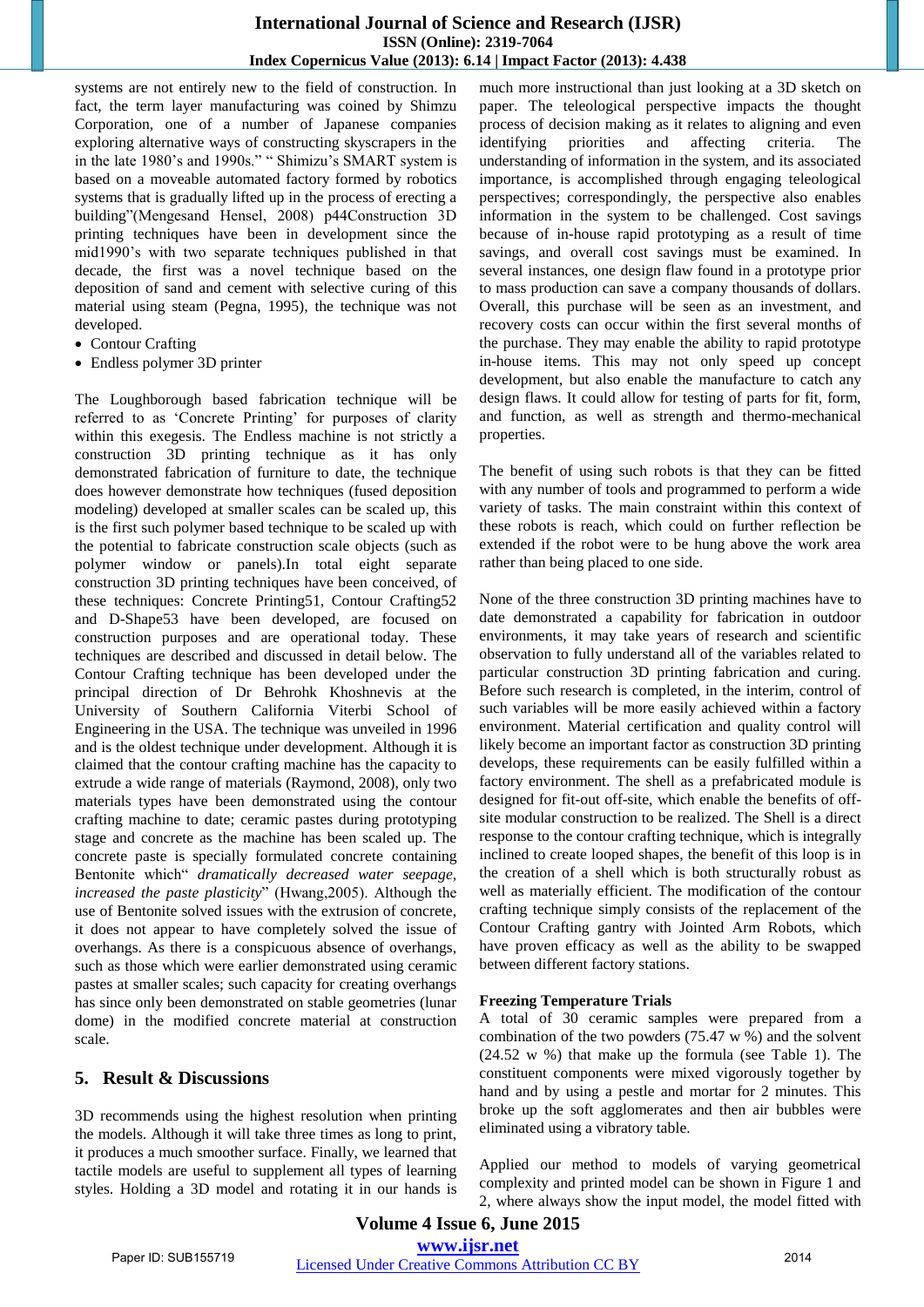systems are not entirely new to the field of construction. In fact, the term layer manufacturing was coined by Shimzu Corporation, one of a number of Japanese companies exploring alternative ways of constructing skyscrapers in the in the late 1980's and 1990s." " Shimizu's SMART system is based on a moveable automated factory formed by robotics systems that is gradually lifted up in the process of erecting a building"(Mengesand Hensel, 2008) p44Construction 3D printing techniques have been in development since the mid1990's with two separate techniques published in that decade, the first was a novel technique based on the deposition of sand and cement with selective curing of this material using steam (Pegna, 1995), the technique was not developed.

- Contour Crafting
- Endless polymer 3D printer

The Loughborough based fabrication technique will be referred to as 'Concrete Printing' for purposes of clarity within this exegesis. The Endless machine is not strictly a construction 3D printing technique as it has only demonstrated fabrication of furniture to date, the technique does however demonstrate how techniques (fused deposition modeling) developed at smaller scales can be scaled up, this is the first such polymer based technique to be scaled up with the potential to fabricate construction scale objects (such as polymer window or panels).In total eight separate construction 3D printing techniques have been conceived, of these techniques: Concrete Printing51, Contour Crafting52 and D-Shape53 have been developed, are focused on construction purposes and are operational today. These techniques are described and discussed in detail below. The Contour Crafting technique has been developed under the principal direction of Dr Behrohk Khoshnevis at the University of Southern California Viterbi School of Engineering in the USA. The technique was unveiled in 1996 and is the oldest technique under development. Although it is claimed that the contour crafting machine has the capacity to extrude a wide range of materials (Raymond, 2008), only two materials types have been demonstrated using the contour crafting machine to date; ceramic pastes during prototyping stage and concrete as the machine has been scaled up. The concrete paste is specially formulated concrete containing Bentonite which" *dramatically decreased water seepage, increased the paste plasticity*" (Hwang,2005). Although the use of Bentonite solved issues with the extrusion of concrete, it does not appear to have completely solved the issue of overhangs. As there is a conspicuous absence of overhangs, such as those which were earlier demonstrated using ceramic pastes at smaller scales; such capacity for creating overhangs has since only been demonstrated on stable geometries (lunar dome) in the modified concrete material at construction scale.

## 5. Result & Discussions

3D recommends using the highest resolution when printing the models. Although it will take three times as long to print, it produces a much smoother surface. Finally, we learned that tactile models are useful to supplement all types of learning styles. Holding a 3D model and rotating it in our hands is much more instructional than just looking at a 3D sketch on paper. The teleological perspective impacts the thought process of decision making as it relates to aligning and even identifying priorities and affecting criteria. The understanding of information in the system, and its associated importance, is accomplished through engaging teleological perspectives; correspondingly, the perspective also enables information in the system to be challenged. Cost savings because of in-house rapid prototyping as a result of time savings, and overall cost savings must be examined. In several instances, one design flaw found in a prototype prior to mass production can save a company thousands of dollars. Overall, this purchase will be seen as an investment, and recovery costs can occur within the first several months of the purchase. They may enable the ability to rapid prototype in-house items. This may not only speed up concept development, but also enable the manufacture to catch any design flaws. It could allow for testing of parts for fit, form, and function, as well as strength and thermo-mechanical properties.

The benefit of using such robots is that they can be fitted with any number of tools and programmed to perform a wide variety of tasks. The main constraint within this context of these robots is reach, which could on further reflection be extended if the robot were to be hung above the work area rather than being placed to one side.

None of the three construction 3D printing machines have to date demonstrated a capability for fabrication in outdoor environments, it may take years of research and scientific observation to fully understand all of the variables related to particular construction 3D printing fabrication and curing. Before such research is completed, in the interim, control of such variables will be more easily achieved within a factory environment. Material certification and quality control will likely become an important factor as construction 3D printing develops, these requirements can be easily fulfilled within a factory environment. The shell as a prefabricated module is designed for fit-out off-site, which enable the benefits of off-site modular construction to be realized. The Shell is a direct response to the contour crafting technique, which is integrally inclined to create looped shapes, the benefit of this loop is in the creation of a shell which is both structurally robust as well as materially efficient. The modification of the contour crafting technique simply consists of the replacement of the Contour Crafting gantry with Jointed Arm Robots, which have proven efficacy as well as the ability to be swapped between different factory stations.

**Freezing Temperature Trials**

A total of 30 ceramic samples were prepared from a combination of the two powders (75.47 w %) and the solvent (24.52 w %) that make up the formula (see Table 1). The constituent components were mixed vigorously together by hand and by using a pestle and mortar for 2 minutes. This broke up the soft agglomerates and then air bubbles were eliminated using a vibratory table.

Applied our method to models of varying geometrical complexity and printed model can be shown in Figure 1 and 2, where always show the input model, the model fitted with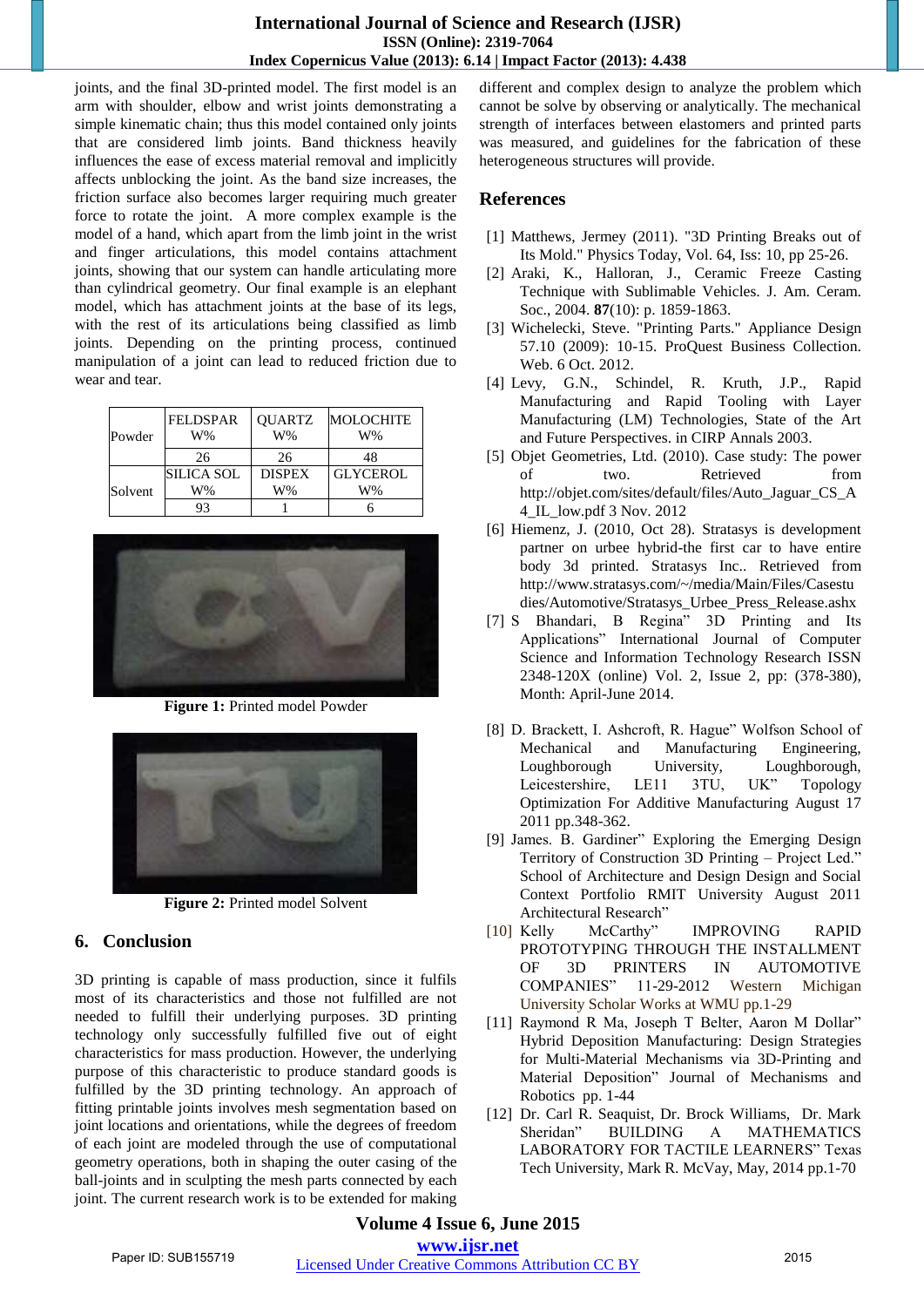joints, and the final 3D-printed model. The first model is an arm with shoulder, elbow and wrist joints demonstrating a simple kinematic chain; thus this model contained only joints that are considered limb joints. Band thickness heavily influences the ease of excess material removal and implicitly affects unblocking the joint. As the band size increases, the friction surface also becomes larger requiring much greater force to rotate the joint. A more complex example is the model of a hand, which apart from the limb joint in the wrist and finger articulations, this model contains attachment joints, showing that our system can handle articulating more than cylindrical geometry. Our final example is an elephant model, which has attachment joints at the base of its legs, with the rest of its articulations being classified as limb joints. Depending on the printing process, continued manipulation of a joint can lead to reduced friction due to wear and tear.

| Powder | FELDSPAR W% | QUARTZ W% | MOLOCHITE W% |
|---|---|---|---|
| | 26 | 26 | 48 |
| Solvent | SILICA SOL W% | DISPEX W% | GLYCEROL W% |
| | 93 | 1 | 6 |

**Figure 1:** Printed model Powder

**Figure 2:** Printed model Solvent

## 6. Conclusion

3D printing is capable of mass production, since it fulfils most of its characteristics and those not fulfilled are not needed to fulfill their underlying purposes. 3D printing technology only successfully fulfilled five out of eight characteristics for mass production. However, the underlying purpose of this characteristic to produce standard goods is fulfilled by the 3D printing technology. An approach of fitting printable joints involves mesh segmentation based on joint locations and orientations, while the degrees of freedom of each joint are modeled through the use of computational geometry operations, both in shaping the outer casing of the ball-joints and in sculpting the mesh parts connected by each joint. The current research work is to be extended for making different and complex design to analyze the problem which cannot be solve by observing or analytically. The mechanical strength of interfaces between elastomers and printed parts was measured, and guidelines for the fabrication of these heterogeneous structures will provide.

## References

[1] Matthews, Jermey (2011). "3D Printing Breaks out of Its Mold." Physics Today, Vol. 64, Iss: 10, pp 25-26.

[2] Araki, K., Halloran, J., Ceramic Freeze Casting Technique with Sublimable Vehicles. J. Am. Ceram. Soc., 2004. **87**(10): p. 1859-1863.

[3] Wichelecki, Steve. "Printing Parts." Appliance Design 57.10 (2009): 10-15. ProQuest Business Collection. Web. 6 Oct. 2012.

[4] Levy, G.N., Schindel, R. Kruth, J.P., Rapid Manufacturing and Rapid Tooling with Layer Manufacturing (LM) Technologies, State of the Art and Future Perspectives. in CIRP Annals 2003.

[5] Objet Geometries, Ltd. (2010). Case study: The power of two. Retrieved from http://objet.com/sites/default/files/Auto_Jaguar_CS_A4_IL_low.pdf 3 Nov. 2012

[6] Hiemenz, J. (2010, Oct 28). Stratasys is development partner on urbee hybrid-the first car to have entire body 3d printed. Stratasys Inc.. Retrieved from http://www.stratasys.com/~/media/Main/Files/Casestudies/Automotive/Stratasys_Urbee_Press_Release.ashx

[7] S Bhandari, B Regina" 3D Printing and Its Applications" International Journal of Computer Science and Information Technology Research ISSN 2348-120X (online) Vol. 2, Issue 2, pp: (378-380), Month: April-June 2014.

[8] D. Brackett, I. Ashcroft, R. Hague" Wolfson School of Mechanical and Manufacturing Engineering, Loughborough University, Loughborough, Leicestershire, LE11 3TU, UK" Topology Optimization For Additive Manufacturing August 17 2011 pp.348-362.

[9] James. B. Gardiner" Exploring the Emerging Design Territory of Construction 3D Printing – Project Led." School of Architecture and Design Design and Social Context Portfolio RMIT University August 2011 Architectural Research"

[10] Kelly McCarthy" IMPROVING RAPID PROTOTYPING THROUGH THE INSTALLMENT OF 3D PRINTERS IN AUTOMOTIVE COMPANIES" 11-29-2012 Western Michigan University Scholar Works at WMU pp.1-29

[11] Raymond R Ma, Joseph T Belter, Aaron M Dollar" Hybrid Deposition Manufacturing: Design Strategies for Multi-Material Mechanisms via 3D-Printing and Material Deposition" Journal of Mechanisms and Robotics pp. 1-44

[12] Dr. Carl R. Seaquist, Dr. Brock Williams, Dr. Mark Sheridan" BUILDING A MATHEMATICS LABORATORY FOR TACTILE LEARNERS" Texas Tech University, Mark R. McVay, May, 2014 pp.1-70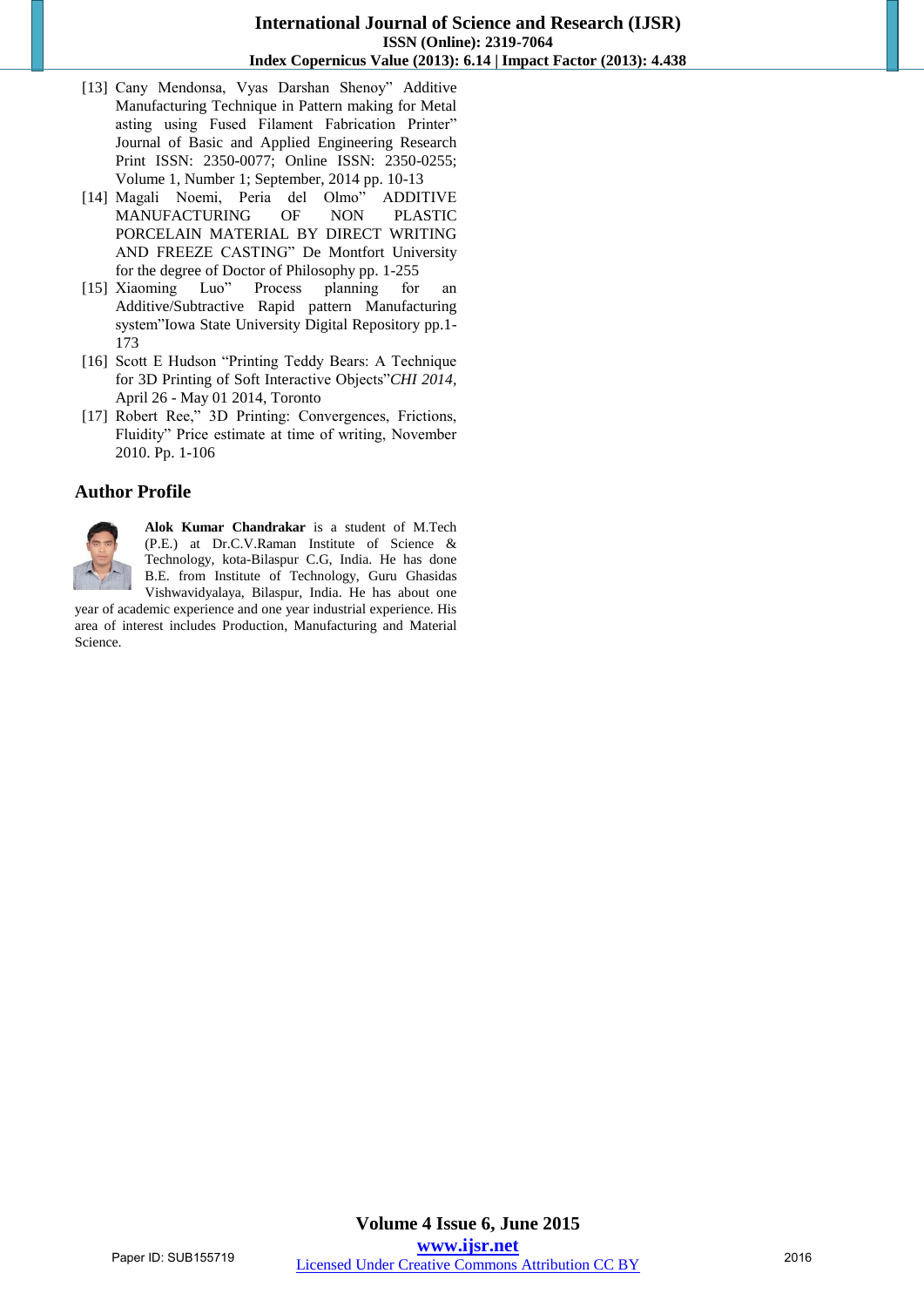[13] Cany Mendonsa, Vyas Darshan Shenoy" Additive Manufacturing Technique in Pattern making for Metal asting using Fused Filament Fabrication Printer" Journal of Basic and Applied Engineering Research Print ISSN: 2350-0077; Online ISSN: 2350-0255; Volume 1, Number 1; September, 2014 pp. 10-13

[14] Magali Noemi, Peria del Olmo" ADDITIVE MANUFACTURING OF NON PLASTIC PORCELAIN MATERIAL BY DIRECT WRITING AND FREEZE CASTING" De Montfort University for the degree of Doctor of Philosophy pp. 1-255

[15] Xiaoming Luo" Process planning for an Additive/Subtractive Rapid pattern Manufacturing system"Iowa State University Digital Repository pp.1-173

[16] Scott E Hudson "Printing Teddy Bears: A Technique for 3D Printing of Soft Interactive Objects"*CHI 2014*, April 26 - May 01 2014, Toronto

[17] Robert Ree," 3D Printing: Convergences, Frictions, Fluidity" Price estimate at time of writing, November 2010. Pp. 1-106

## Author Profile

**Alok Kumar Chandrakar** is a student of M.Tech (P.E.) at Dr.C.V.Raman Institute of Science & Technology, kota-Bilaspur C.G, India. He has done B.E. from Institute of Technology, Guru Ghasidas Vishwavidyalaya, Bilaspur, India. He has about one year of academic experience and one year industrial experience. His area of interest includes Production, Manufacturing and Material Science.